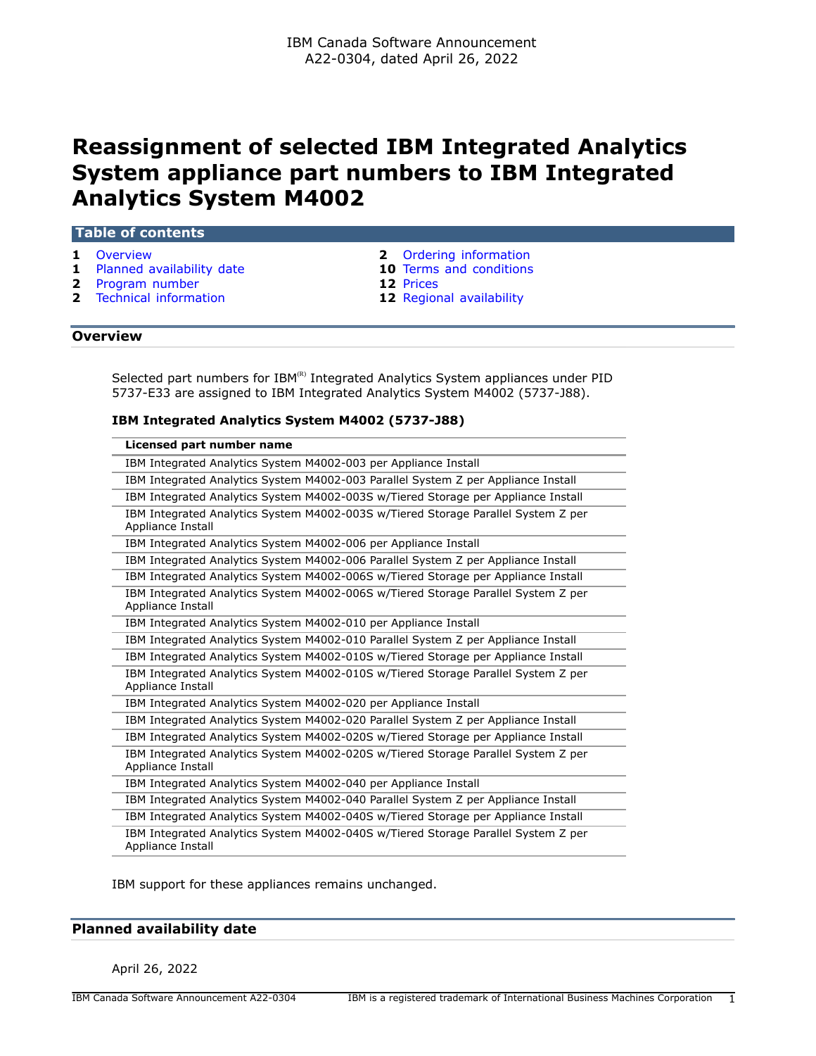IBM Canada Software Announcement
A22-0304, dated April 26, 2022

# Reassignment of selected IBM Integrated Analytics System appliance part numbers to IBM Integrated Analytics System M4002

## Table of contents

| | | | |
|---|---|---|---|
| 1 | Overview | 2 | Ordering information |
| 1 | Planned availability date | 10 | Terms and conditions |
| 2 | Program number | 12 | Prices |
| 2 | Technical information | 12 | Regional availability |

## Overview

Selected part numbers for IBM[R] Integrated Analytics System appliances under PID 5737-E33 are assigned to IBM Integrated Analytics System M4002 (5737-J88).

**IBM Integrated Analytics System M4002 (5737-J88)**

| Licensed part number name |
|---|
| IBM Integrated Analytics System M4002-003 per Appliance Install |
| IBM Integrated Analytics System M4002-003 Parallel System Z per Appliance Install |
| IBM Integrated Analytics System M4002-003S w/Tiered Storage per Appliance Install |
| IBM Integrated Analytics System M4002-003S w/Tiered Storage Parallel System Z per Appliance Install |
| IBM Integrated Analytics System M4002-006 per Appliance Install |
| IBM Integrated Analytics System M4002-006 Parallel System Z per Appliance Install |
| IBM Integrated Analytics System M4002-006S w/Tiered Storage per Appliance Install |
| IBM Integrated Analytics System M4002-006S w/Tiered Storage Parallel System Z per Appliance Install |
| IBM Integrated Analytics System M4002-010 per Appliance Install |
| IBM Integrated Analytics System M4002-010 Parallel System Z per Appliance Install |
| IBM Integrated Analytics System M4002-010S w/Tiered Storage per Appliance Install |
| IBM Integrated Analytics System M4002-010S w/Tiered Storage Parallel System Z per Appliance Install |
| IBM Integrated Analytics System M4002-020 per Appliance Install |
| IBM Integrated Analytics System M4002-020 Parallel System Z per Appliance Install |
| IBM Integrated Analytics System M4002-020S w/Tiered Storage per Appliance Install |
| IBM Integrated Analytics System M4002-020S w/Tiered Storage Parallel System Z per Appliance Install |
| IBM Integrated Analytics System M4002-040 per Appliance Install |
| IBM Integrated Analytics System M4002-040 Parallel System Z per Appliance Install |
| IBM Integrated Analytics System M4002-040S w/Tiered Storage per Appliance Install |
| IBM Integrated Analytics System M4002-040S w/Tiered Storage Parallel System Z per Appliance Install |

IBM support for these appliances remains unchanged.

## Planned availability date

April 26, 2022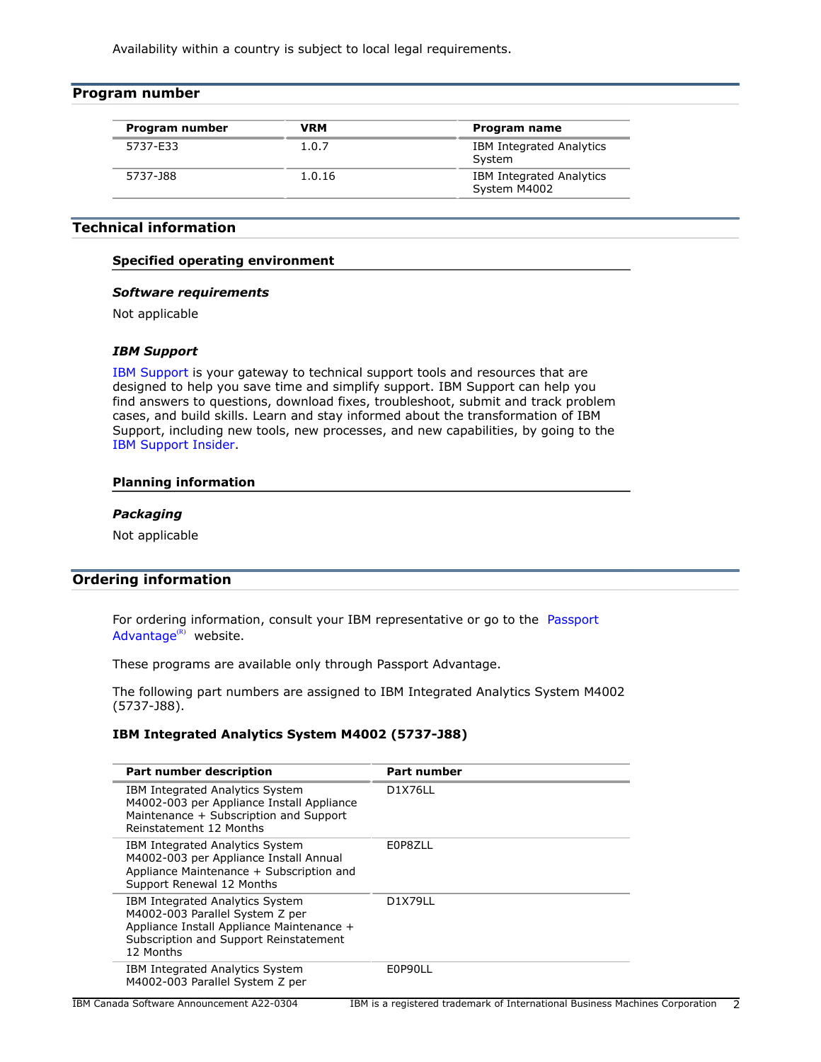Availability within a country is subject to local legal requirements.

## Program number

| Program number | VRM | Program name |
| --- | --- | --- |
| 5737-E33 | 1.0.7 | IBM Integrated Analytics System |
| 5737-J88 | 1.0.16 | IBM Integrated Analytics System M4002 |

## Technical information

### Specified operating environment

#### *Software requirements*

Not applicable

#### *IBM Support*

IBM Support is your gateway to technical support tools and resources that are designed to help you save time and simplify support. IBM Support can help you find answers to questions, download fixes, troubleshoot, submit and track problem cases, and build skills. Learn and stay informed about the transformation of IBM Support, including new tools, new processes, and new capabilities, by going to the IBM Support Insider.

### Planning information

#### *Packaging*

Not applicable

## Ordering information

For ordering information, consult your IBM representative or go to the Passport Advantage(R) website.

These programs are available only through Passport Advantage.

The following part numbers are assigned to IBM Integrated Analytics System M4002 (5737-J88).

**IBM Integrated Analytics System M4002 (5737-J88)**

| Part number description | Part number |
| --- | --- |
| IBM Integrated Analytics System M4002-003 per Appliance Install Appliance Maintenance + Subscription and Support Reinstatement 12 Months | D1X76LL |
| IBM Integrated Analytics System M4002-003 per Appliance Install Annual Appliance Maintenance + Subscription and Support Renewal 12 Months | E0P8ZLL |
| IBM Integrated Analytics System M4002-003 Parallel System Z per Appliance Install Appliance Maintenance + Subscription and Support Reinstatement 12 Months | D1X79LL |
| IBM Integrated Analytics System M4002-003 Parallel System Z per | E0P90LL |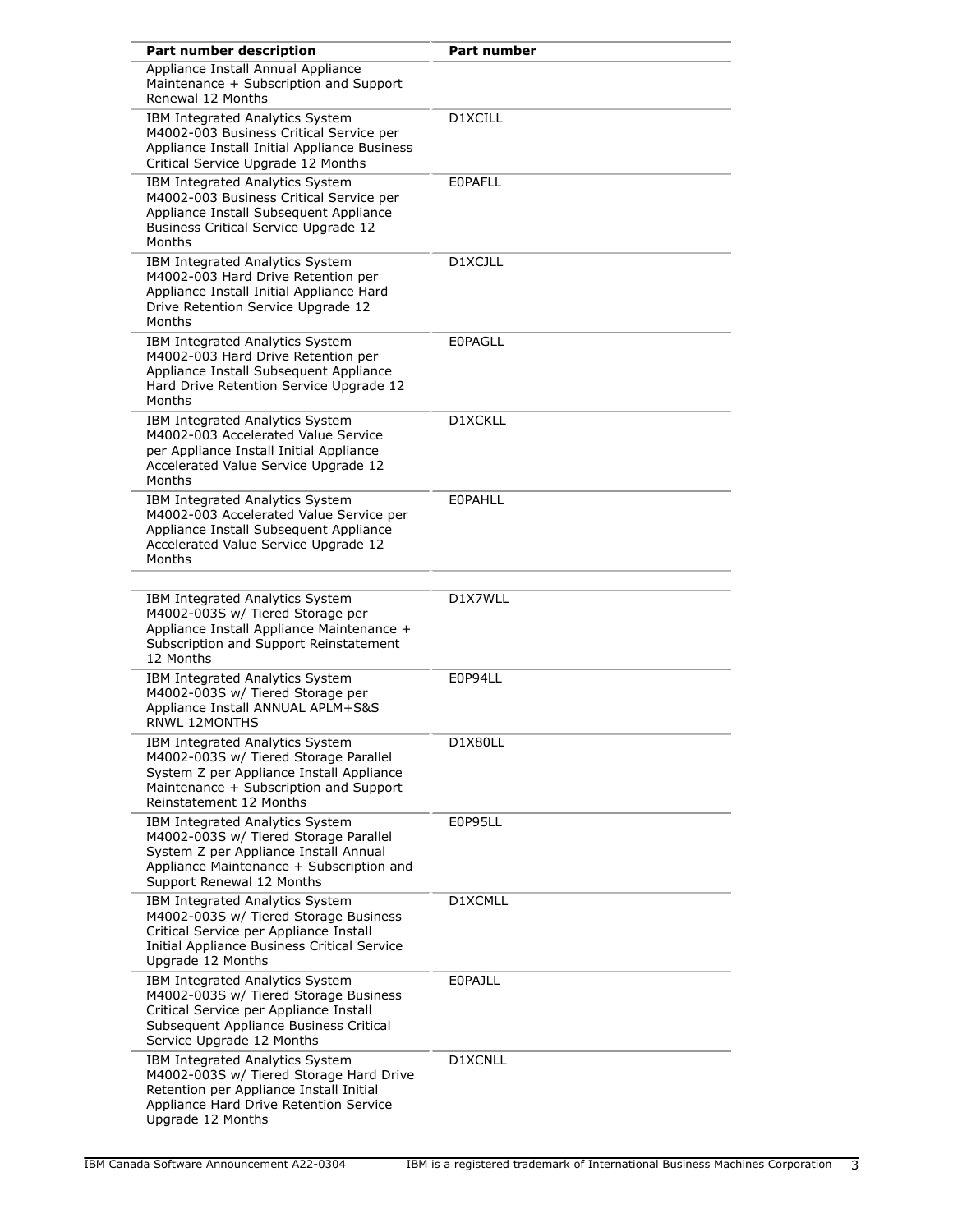| Part number description | Part number |
|---|---|
| Appliance Install Annual Appliance Maintenance + Subscription and Support Renewal 12 Months | |
| IBM Integrated Analytics System M4002-003 Business Critical Service per Appliance Install Initial Appliance Business Critical Service Upgrade 12 Months | D1XCILL |
| IBM Integrated Analytics System M4002-003 Business Critical Service per Appliance Install Subsequent Appliance Business Critical Service Upgrade 12 Months | E0PAFLL |
| IBM Integrated Analytics System M4002-003 Hard Drive Retention per Appliance Install Initial Appliance Hard Drive Retention Service Upgrade 12 Months | D1XCJLL |
| IBM Integrated Analytics System M4002-003 Hard Drive Retention per Appliance Install Subsequent Appliance Hard Drive Retention Service Upgrade 12 Months | E0PAGLL |
| IBM Integrated Analytics System M4002-003 Accelerated Value Service per Appliance Install Initial Appliance Accelerated Value Service Upgrade 12 Months | D1XCKLL |
| IBM Integrated Analytics System M4002-003 Accelerated Value Service per Appliance Install Subsequent Appliance Accelerated Value Service Upgrade 12 Months | E0PAHLL |
| | |
| IBM Integrated Analytics System M4002-003S w/ Tiered Storage per Appliance Install Appliance Maintenance + Subscription and Support Reinstatement 12 Months | D1X7WLL |
| IBM Integrated Analytics System M4002-003S w/ Tiered Storage per Appliance Install ANNUAL APLM+S&S RNWL 12MONTHS | E0P94LL |
| IBM Integrated Analytics System M4002-003S w/ Tiered Storage Parallel System Z per Appliance Install Appliance Maintenance + Subscription and Support Reinstatement 12 Months | D1X80LL |
| IBM Integrated Analytics System M4002-003S w/ Tiered Storage Parallel System Z per Appliance Install Annual Appliance Maintenance + Subscription and Support Renewal 12 Months | E0P95LL |
| IBM Integrated Analytics System M4002-003S w/ Tiered Storage Business Critical Service per Appliance Install Initial Appliance Business Critical Service Upgrade 12 Months | D1XCMLL |
| IBM Integrated Analytics System M4002-003S w/ Tiered Storage Business Critical Service per Appliance Install Subsequent Appliance Business Critical Service Upgrade 12 Months | E0PAJLL |
| IBM Integrated Analytics System M4002-003S w/ Tiered Storage Hard Drive Retention per Appliance Install Initial Appliance Hard Drive Retention Service Upgrade 12 Months | D1XCNLL |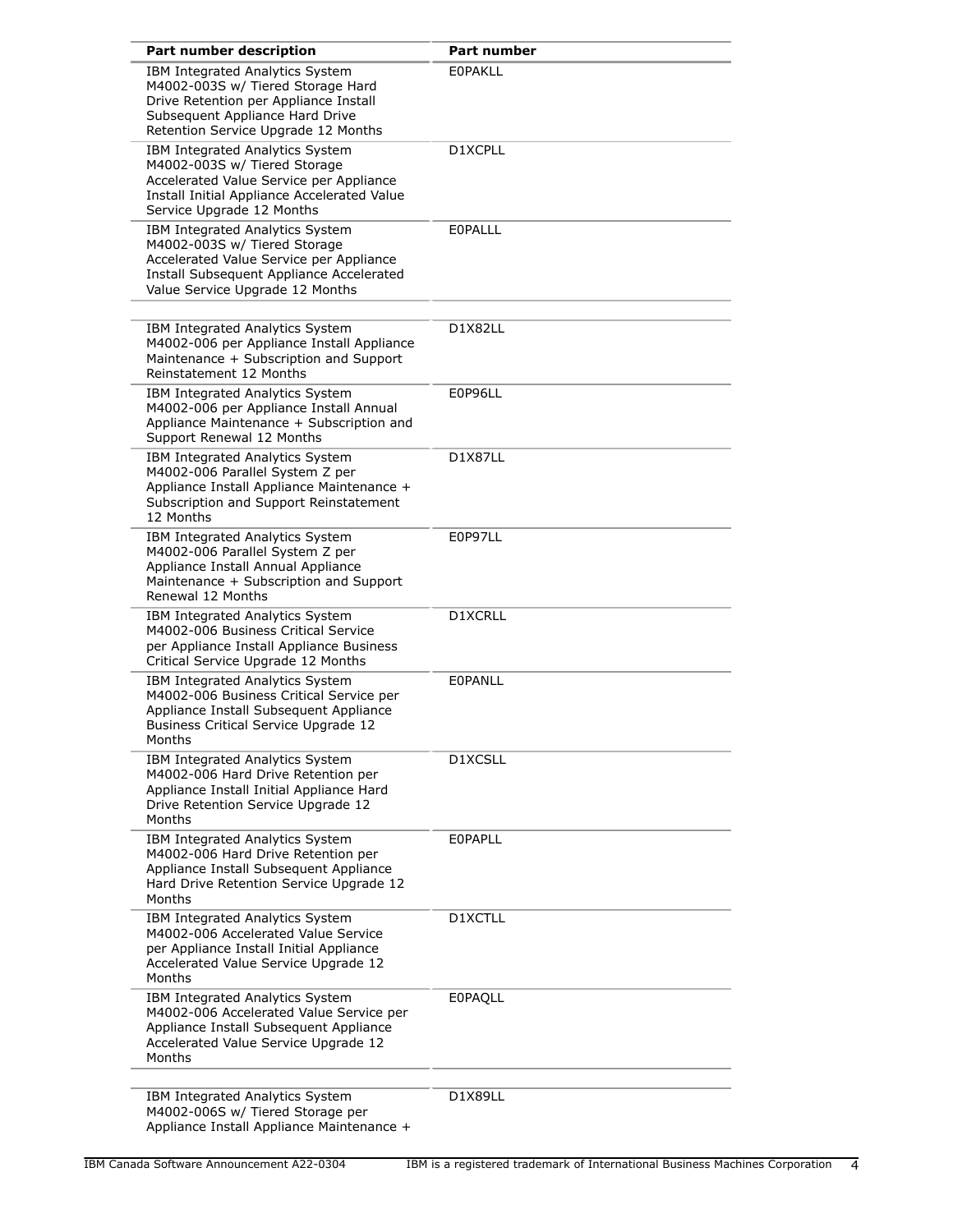| Part number description | Part number |
| --- | --- |
| IBM Integrated Analytics System M4002-003S w/ Tiered Storage Hard Drive Retention per Appliance Install Subsequent Appliance Hard Drive Retention Service Upgrade 12 Months | E0PAKLL |
| IBM Integrated Analytics System M4002-003S w/ Tiered Storage Accelerated Value Service per Appliance Install Initial Appliance Accelerated Value Service Upgrade 12 Months | D1XCPLL |
| IBM Integrated Analytics System M4002-003S w/ Tiered Storage Accelerated Value Service per Appliance Install Subsequent Appliance Accelerated Value Service Upgrade 12 Months | E0PALLL |
| | |
| IBM Integrated Analytics System M4002-006 per Appliance Install Appliance Maintenance + Subscription and Support Reinstatement 12 Months | D1X82LL |
| IBM Integrated Analytics System M4002-006 per Appliance Install Annual Appliance Maintenance + Subscription and Support Renewal 12 Months | E0P96LL |
| IBM Integrated Analytics System M4002-006 Parallel System Z per Appliance Install Appliance Maintenance + Subscription and Support Reinstatement 12 Months | D1X87LL |
| IBM Integrated Analytics System M4002-006 Parallel System Z per Appliance Install Annual Appliance Maintenance + Subscription and Support Renewal 12 Months | E0P97LL |
| IBM Integrated Analytics System M4002-006 Business Critical Service per Appliance Install Appliance Business Critical Service Upgrade 12 Months | D1XCRLL |
| IBM Integrated Analytics System M4002-006 Business Critical Service per Appliance Install Subsequent Appliance Business Critical Service Upgrade 12 Months | E0PANLL |
| IBM Integrated Analytics System M4002-006 Hard Drive Retention per Appliance Install Initial Appliance Hard Drive Retention Service Upgrade 12 Months | D1XCSLL |
| IBM Integrated Analytics System M4002-006 Hard Drive Retention per Appliance Install Subsequent Appliance Hard Drive Retention Service Upgrade 12 Months | E0PAPLL |
| IBM Integrated Analytics System M4002-006 Accelerated Value Service per Appliance Install Initial Appliance Accelerated Value Service Upgrade 12 Months | D1XCTLL |
| IBM Integrated Analytics System M4002-006 Accelerated Value Service per Appliance Install Subsequent Appliance Accelerated Value Service Upgrade 12 Months | E0PAQLL |
| | |
| IBM Integrated Analytics System M4002-006S w/ Tiered Storage per Appliance Install Appliance Maintenance + | D1X89LL |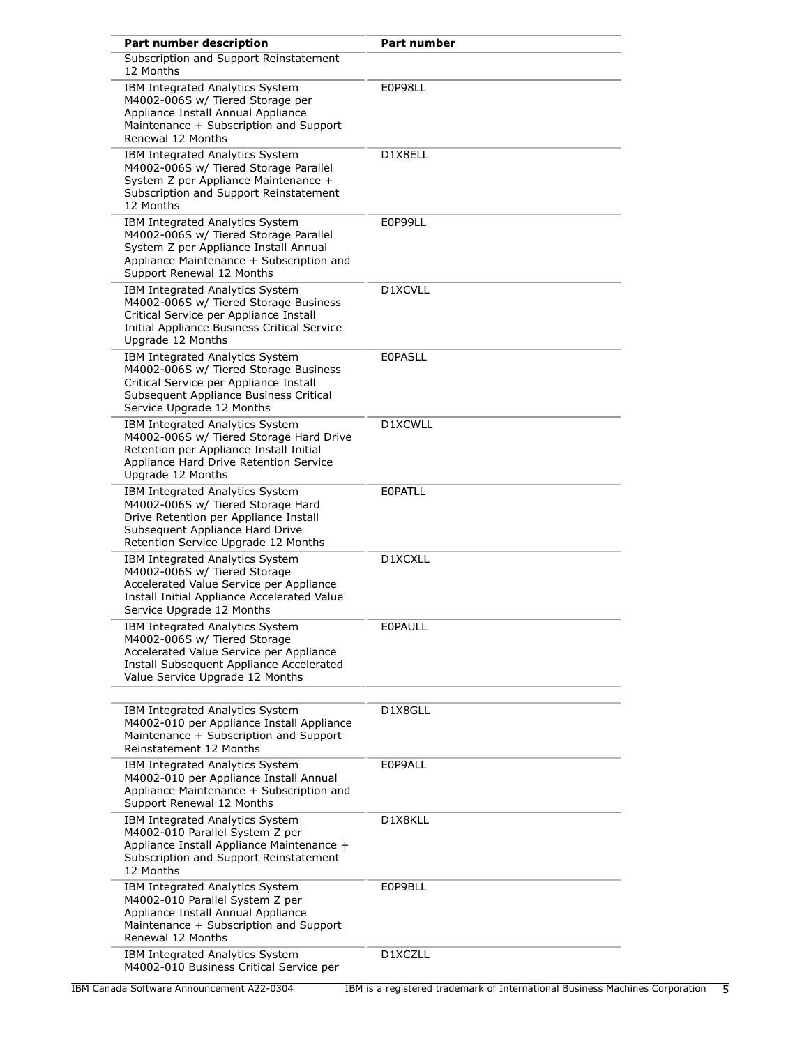| Part number description | Part number |
|---|---|
| Subscription and Support Reinstatement 12 Months | |
| IBM Integrated Analytics System M4002-006S w/ Tiered Storage per Appliance Install Annual Appliance Maintenance + Subscription and Support Renewal 12 Months | E0P98LL |
| IBM Integrated Analytics System M4002-006S w/ Tiered Storage Parallel System Z per Appliance Maintenance + Subscription and Support Reinstatement 12 Months | D1X8ELL |
| IBM Integrated Analytics System M4002-006S w/ Tiered Storage Parallel System Z per Appliance Install Annual Appliance Maintenance + Subscription and Support Renewal 12 Months | E0P99LL |
| IBM Integrated Analytics System M4002-006S w/ Tiered Storage Business Critical Service per Appliance Install Initial Appliance Business Critical Service Upgrade 12 Months | D1XCVLL |
| IBM Integrated Analytics System M4002-006S w/ Tiered Storage Business Critical Service per Appliance Install Subsequent Appliance Business Critical Service Upgrade 12 Months | E0PASLL |
| IBM Integrated Analytics System M4002-006S w/ Tiered Storage Hard Drive Retention per Appliance Install Initial Appliance Hard Drive Retention Service Upgrade 12 Months | D1XCWLL |
| IBM Integrated Analytics System M4002-006S w/ Tiered Storage Hard Drive Retention per Appliance Install Subsequent Appliance Hard Drive Retention Service Upgrade 12 Months | E0PATLL |
| IBM Integrated Analytics System M4002-006S w/ Tiered Storage Accelerated Value Service per Appliance Install Initial Appliance Accelerated Value Service Upgrade 12 Months | D1XCXLL |
| IBM Integrated Analytics System M4002-006S w/ Tiered Storage Accelerated Value Service per Appliance Install Subsequent Appliance Accelerated Value Service Upgrade 12 Months | E0PAULL |
| | |
| IBM Integrated Analytics System M4002-010 per Appliance Install Appliance Maintenance + Subscription and Support Reinstatement 12 Months | D1X8GLL |
| IBM Integrated Analytics System M4002-010 per Appliance Install Annual Appliance Maintenance + Subscription and Support Renewal 12 Months | E0P9ALL |
| IBM Integrated Analytics System M4002-010 Parallel System Z per Appliance Install Appliance Maintenance + Subscription and Support Reinstatement 12 Months | D1X8KLL |
| IBM Integrated Analytics System M4002-010 Parallel System Z per Appliance Install Annual Appliance Maintenance + Subscription and Support Renewal 12 Months | E0P9BLL |
| IBM Integrated Analytics System M4002-010 Business Critical Service per | D1XCZLL |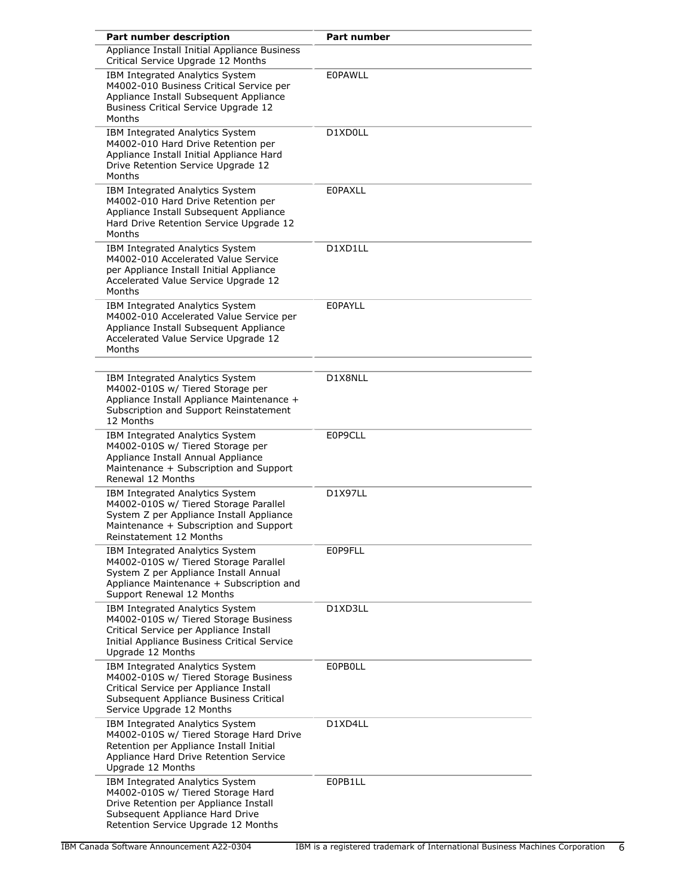| Part number description | Part number |
| --- | --- |
| Appliance Install Initial Appliance Business Critical Service Upgrade 12 Months | |
| IBM Integrated Analytics System M4002-010 Business Critical Service per Appliance Install Subsequent Appliance Business Critical Service Upgrade 12 Months | E0PAWLL |
| IBM Integrated Analytics System M4002-010 Hard Drive Retention per Appliance Install Initial Appliance Hard Drive Retention Service Upgrade 12 Months | D1XD0LL |
| IBM Integrated Analytics System M4002-010 Hard Drive Retention per Appliance Install Subsequent Appliance Hard Drive Retention Service Upgrade 12 Months | E0PAXLL |
| IBM Integrated Analytics System M4002-010 Accelerated Value Service per Appliance Install Initial Appliance Accelerated Value Service Upgrade 12 Months | D1XD1LL |
| IBM Integrated Analytics System M4002-010 Accelerated Value Service per Appliance Install Subsequent Appliance Accelerated Value Service Upgrade 12 Months | E0PAYLL |
| | |
| IBM Integrated Analytics System M4002-010S w/ Tiered Storage per Appliance Install Appliance Maintenance + Subscription and Support Reinstatement 12 Months | D1X8NLL |
| IBM Integrated Analytics System M4002-010S w/ Tiered Storage per Appliance Install Annual Appliance Maintenance + Subscription and Support Renewal 12 Months | E0P9CLL |
| IBM Integrated Analytics System M4002-010S w/ Tiered Storage Parallel System Z per Appliance Install Appliance Maintenance + Subscription and Support Reinstatement 12 Months | D1X97LL |
| IBM Integrated Analytics System M4002-010S w/ Tiered Storage Parallel System Z per Appliance Install Annual Appliance Maintenance + Subscription and Support Renewal 12 Months | E0P9FLL |
| IBM Integrated Analytics System M4002-010S w/ Tiered Storage Business Critical Service per Appliance Install Initial Appliance Business Critical Service Upgrade 12 Months | D1XD3LL |
| IBM Integrated Analytics System M4002-010S w/ Tiered Storage Business Critical Service per Appliance Install Subsequent Appliance Business Critical Service Upgrade 12 Months | E0PB0LL |
| IBM Integrated Analytics System M4002-010S w/ Tiered Storage Hard Drive Retention per Appliance Install Initial Appliance Hard Drive Retention Service Upgrade 12 Months | D1XD4LL |
| IBM Integrated Analytics System M4002-010S w/ Tiered Storage Hard Drive Retention per Appliance Install Subsequent Appliance Hard Drive Retention Service Upgrade 12 Months | E0PB1LL |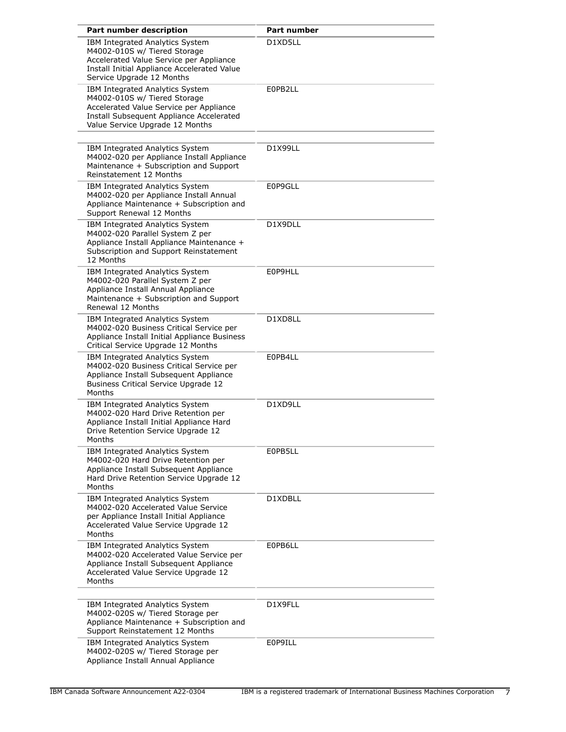| Part number description | Part number |
| --- | --- |
| IBM Integrated Analytics System M4002-010S w/ Tiered Storage Accelerated Value Service per Appliance Install Initial Appliance Accelerated Value Service Upgrade 12 Months | D1XD5LL |
| IBM Integrated Analytics System M4002-010S w/ Tiered Storage Accelerated Value Service per Appliance Install Subsequent Appliance Accelerated Value Service Upgrade 12 Months | E0PB2LL |
| | |
| IBM Integrated Analytics System M4002-020 per Appliance Install Appliance Maintenance + Subscription and Support Reinstatement 12 Months | D1X99LL |
| IBM Integrated Analytics System M4002-020 per Appliance Install Annual Appliance Maintenance + Subscription and Support Renewal 12 Months | E0P9GLL |
| IBM Integrated Analytics System M4002-020 Parallel System Z per Appliance Install Appliance Maintenance + Subscription and Support Reinstatement 12 Months | D1X9DLL |
| IBM Integrated Analytics System M4002-020 Parallel System Z per Appliance Install Annual Appliance Maintenance + Subscription and Support Renewal 12 Months | E0P9HLL |
| IBM Integrated Analytics System M4002-020 Business Critical Service per Appliance Install Initial Appliance Business Critical Service Upgrade 12 Months | D1XD8LL |
| IBM Integrated Analytics System M4002-020 Business Critical Service per Appliance Install Subsequent Appliance Business Critical Service Upgrade 12 Months | E0PB4LL |
| IBM Integrated Analytics System M4002-020 Hard Drive Retention per Appliance Install Initial Appliance Hard Drive Retention Service Upgrade 12 Months | D1XD9LL |
| IBM Integrated Analytics System M4002-020 Hard Drive Retention per Appliance Install Subsequent Appliance Hard Drive Retention Service Upgrade 12 Months | E0PB5LL |
| IBM Integrated Analytics System M4002-020 Accelerated Value Service per Appliance Install Initial Appliance Accelerated Value Service Upgrade 12 Months | D1XDBLL |
| IBM Integrated Analytics System M4002-020 Accelerated Value Service per Appliance Install Subsequent Appliance Accelerated Value Service Upgrade 12 Months | E0PB6LL |
| | |
| IBM Integrated Analytics System M4002-020S w/ Tiered Storage per Appliance Maintenance + Subscription and Support Reinstatement 12 Months | D1X9FLL |
| IBM Integrated Analytics System M4002-020S w/ Tiered Storage per Appliance Install Annual Appliance | E0P9ILL |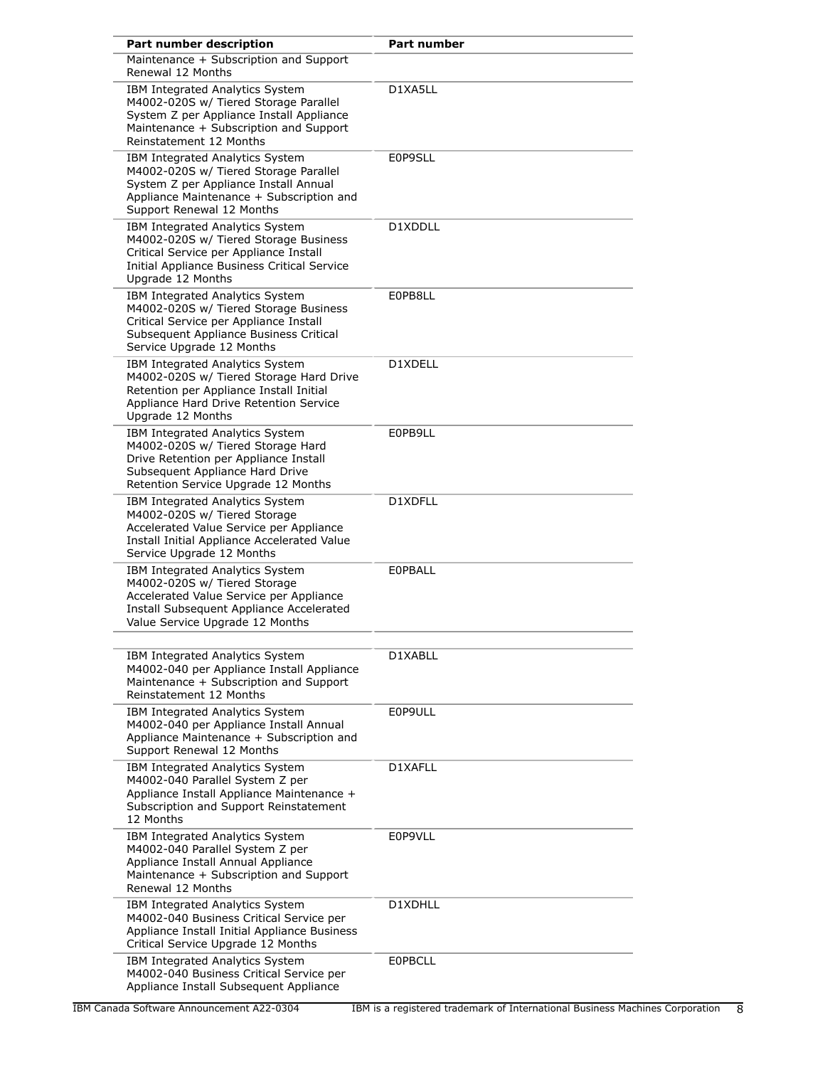| Part number description | Part number |
| --- | --- |
| Maintenance + Subscription and Support Renewal 12 Months | |
| IBM Integrated Analytics System M4002-020S w/ Tiered Storage Parallel System Z per Appliance Install Appliance Maintenance + Subscription and Support Reinstatement 12 Months | D1XA5LL |
| IBM Integrated Analytics System M4002-020S w/ Tiered Storage Parallel System Z per Appliance Install Annual Appliance Maintenance + Subscription and Support Renewal 12 Months | E0P9SLL |
| IBM Integrated Analytics System M4002-020S w/ Tiered Storage Business Critical Service per Appliance Install Initial Appliance Business Critical Service Upgrade 12 Months | D1XDDLL |
| IBM Integrated Analytics System M4002-020S w/ Tiered Storage Business Critical Service per Appliance Install Subsequent Appliance Business Critical Service Upgrade 12 Months | E0PB8LL |
| IBM Integrated Analytics System M4002-020S w/ Tiered Storage Hard Drive Retention per Appliance Install Initial Appliance Hard Drive Retention Service Upgrade 12 Months | D1XDELL |
| IBM Integrated Analytics System M4002-020S w/ Tiered Storage Hard Drive Retention per Appliance Install Subsequent Appliance Hard Drive Retention Service Upgrade 12 Months | E0PB9LL |
| IBM Integrated Analytics System M4002-020S w/ Tiered Storage Accelerated Value Service per Appliance Install Initial Appliance Accelerated Value Service Upgrade 12 Months | D1XDFLL |
| IBM Integrated Analytics System M4002-020S w/ Tiered Storage Accelerated Value Service per Appliance Install Subsequent Appliance Accelerated Value Service Upgrade 12 Months | E0PBALL |
| | |
| IBM Integrated Analytics System M4002-040 per Appliance Install Appliance Maintenance + Subscription and Support Reinstatement 12 Months | D1XABLL |
| IBM Integrated Analytics System M4002-040 per Appliance Install Annual Appliance Maintenance + Subscription and Support Renewal 12 Months | E0P9ULL |
| IBM Integrated Analytics System M4002-040 Parallel System Z per Appliance Install Appliance Maintenance + Subscription and Support Reinstatement 12 Months | D1XAFLL |
| IBM Integrated Analytics System M4002-040 Parallel System Z per Appliance Install Annual Appliance Maintenance + Subscription and Support Renewal 12 Months | E0P9VLL |
| IBM Integrated Analytics System M4002-040 Business Critical Service per Appliance Install Initial Appliance Business Critical Service Upgrade 12 Months | D1XDHLL |
| IBM Integrated Analytics System M4002-040 Business Critical Service per Appliance Install Subsequent Appliance | E0PBCLL |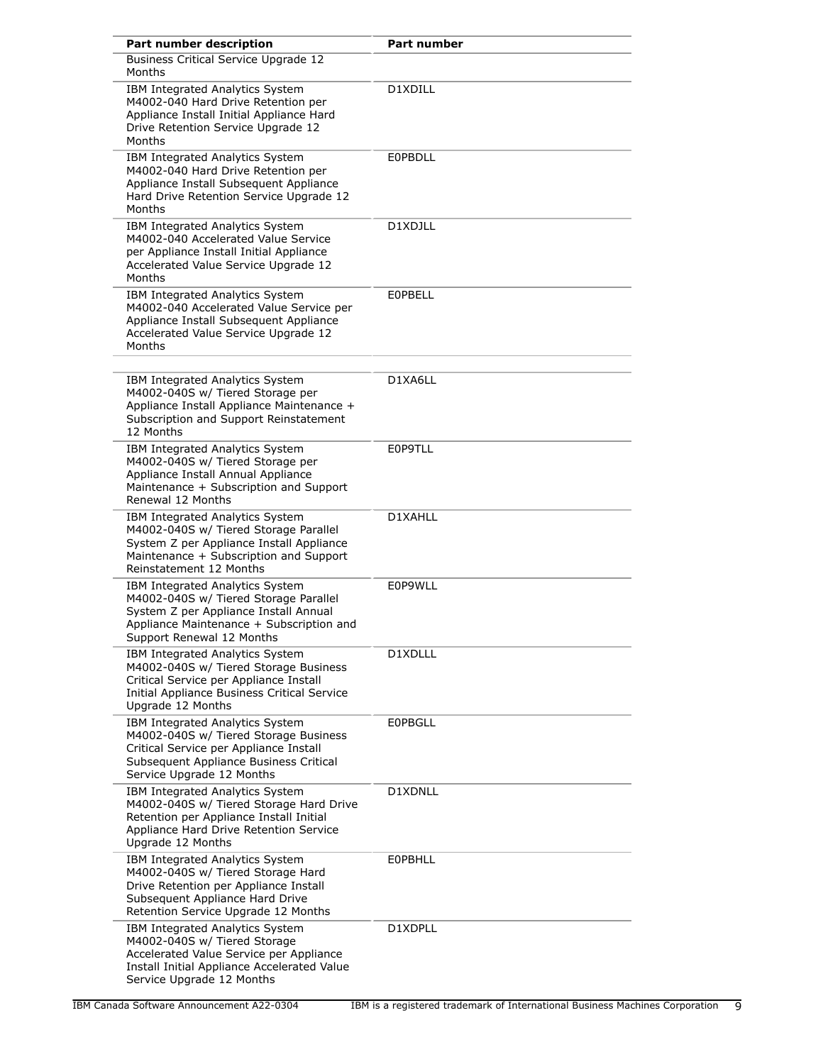| Part number description | Part number |
|---|---|
| Business Critical Service Upgrade 12 Months | |
| IBM Integrated Analytics System M4002-040 Hard Drive Retention per Appliance Install Initial Appliance Hard Drive Retention Service Upgrade 12 Months | D1XDILL |
| IBM Integrated Analytics System M4002-040 Hard Drive Retention per Appliance Install Subsequent Appliance Hard Drive Retention Service Upgrade 12 Months | E0PBDLL |
| IBM Integrated Analytics System M4002-040 Accelerated Value Service per Appliance Install Initial Appliance Accelerated Value Service Upgrade 12 Months | D1XDJLL |
| IBM Integrated Analytics System M4002-040 Accelerated Value Service per Appliance Install Subsequent Appliance Accelerated Value Service Upgrade 12 Months | E0PBELL |
| | |
| IBM Integrated Analytics System M4002-040S w/ Tiered Storage per Appliance Install Appliance Maintenance + Subscription and Support Reinstatement 12 Months | D1XA6LL |
| IBM Integrated Analytics System M4002-040S w/ Tiered Storage per Appliance Install Annual Appliance Maintenance + Subscription and Support Renewal 12 Months | E0P9TLL |
| IBM Integrated Analytics System M4002-040S w/ Tiered Storage Parallel System Z per Appliance Install Appliance Maintenance + Subscription and Support Reinstatement 12 Months | D1XAHLL |
| IBM Integrated Analytics System M4002-040S w/ Tiered Storage Parallel System Z per Appliance Install Annual Appliance Maintenance + Subscription and Support Renewal 12 Months | E0P9WLL |
| IBM Integrated Analytics System M4002-040S w/ Tiered Storage Business Critical Service per Appliance Install Initial Appliance Business Critical Service Upgrade 12 Months | D1XDLLL |
| IBM Integrated Analytics System M4002-040S w/ Tiered Storage Business Critical Service per Appliance Install Subsequent Appliance Business Critical Service Upgrade 12 Months | E0PBGLL |
| IBM Integrated Analytics System M4002-040S w/ Tiered Storage Hard Drive Retention per Appliance Install Initial Appliance Hard Drive Retention Service Upgrade 12 Months | D1XDNLL |
| IBM Integrated Analytics System M4002-040S w/ Tiered Storage Hard Drive Retention per Appliance Install Subsequent Appliance Hard Drive Retention Service Upgrade 12 Months | E0PBHLL |
| IBM Integrated Analytics System M4002-040S w/ Tiered Storage Accelerated Value Service per Appliance Install Initial Appliance Accelerated Value Service Upgrade 12 Months | D1XDPLL |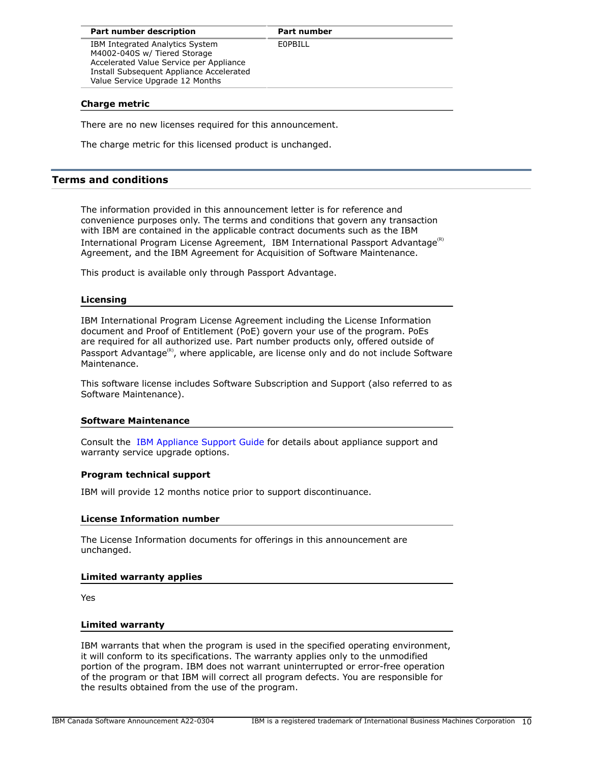| Part number description | Part number |
| --- | --- |
| IBM Integrated Analytics System M4002-040S w/ Tiered Storage Accelerated Value Service per Appliance Install Subsequent Appliance Accelerated Value Service Upgrade 12 Months | E0PBILL |

### Charge metric

There are no new licenses required for this announcement.

The charge metric for this licensed product is unchanged.

## Terms and conditions

The information provided in this announcement letter is for reference and convenience purposes only. The terms and conditions that govern any transaction with IBM are contained in the applicable contract documents such as the IBM International Program License Agreement, IBM International Passport Advantage(R) Agreement, and the IBM Agreement for Acquisition of Software Maintenance.

This product is available only through Passport Advantage.

### Licensing

IBM International Program License Agreement including the License Information document and Proof of Entitlement (PoE) govern your use of the program. PoEs are required for all authorized use. Part number products only, offered outside of Passport Advantage(R), where applicable, are license only and do not include Software Maintenance.

This software license includes Software Subscription and Support (also referred to as Software Maintenance).

### Software Maintenance

Consult the IBM Appliance Support Guide for details about appliance support and warranty service upgrade options.

### Program technical support

IBM will provide 12 months notice prior to support discontinuance.

### License Information number

The License Information documents for offerings in this announcement are unchanged.

### Limited warranty applies

Yes

### Limited warranty

IBM warrants that when the program is used in the specified operating environment, it will conform to its specifications. The warranty applies only to the unmodified portion of the program. IBM does not warrant uninterrupted or error-free operation of the program or that IBM will correct all program defects. You are responsible for the results obtained from the use of the program.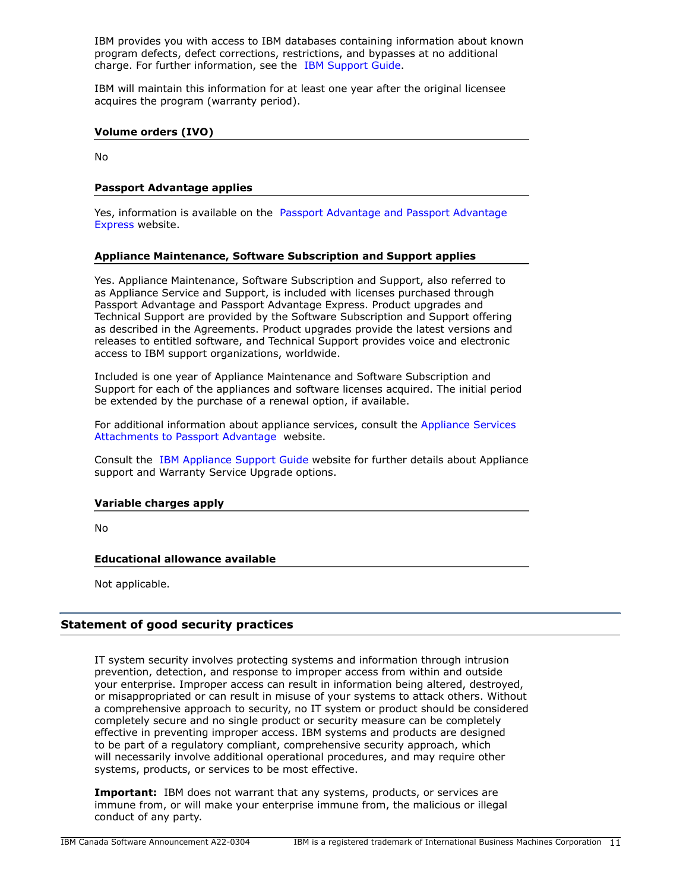IBM provides you with access to IBM databases containing information about known program defects, defect corrections, restrictions, and bypasses at no additional charge. For further information, see the IBM Support Guide.

IBM will maintain this information for at least one year after the original licensee acquires the program (warranty period).

#### Volume orders (IVO)

No

#### Passport Advantage applies

Yes, information is available on the Passport Advantage and Passport Advantage Express website.

#### Appliance Maintenance, Software Subscription and Support applies

Yes. Appliance Maintenance, Software Subscription and Support, also referred to as Appliance Service and Support, is included with licenses purchased through Passport Advantage and Passport Advantage Express. Product upgrades and Technical Support are provided by the Software Subscription and Support offering as described in the Agreements. Product upgrades provide the latest versions and releases to entitled software, and Technical Support provides voice and electronic access to IBM support organizations, worldwide.

Included is one year of Appliance Maintenance and Software Subscription and Support for each of the appliances and software licenses acquired. The initial period be extended by the purchase of a renewal option, if available.

For additional information about appliance services, consult the Appliance Services Attachments to Passport Advantage website.

Consult the IBM Appliance Support Guide website for further details about Appliance support and Warranty Service Upgrade options.

#### Variable charges apply

No

#### Educational allowance available

Not applicable.

## Statement of good security practices

IT system security involves protecting systems and information through intrusion prevention, detection, and response to improper access from within and outside your enterprise. Improper access can result in information being altered, destroyed, or misappropriated or can result in misuse of your systems to attack others. Without a comprehensive approach to security, no IT system or product should be considered completely secure and no single product or security measure can be completely effective in preventing improper access. IBM systems and products are designed to be part of a regulatory compliant, comprehensive security approach, which will necessarily involve additional operational procedures, and may require other systems, products, or services to be most effective.

**Important:** IBM does not warrant that any systems, products, or services are immune from, or will make your enterprise immune from, the malicious or illegal conduct of any party.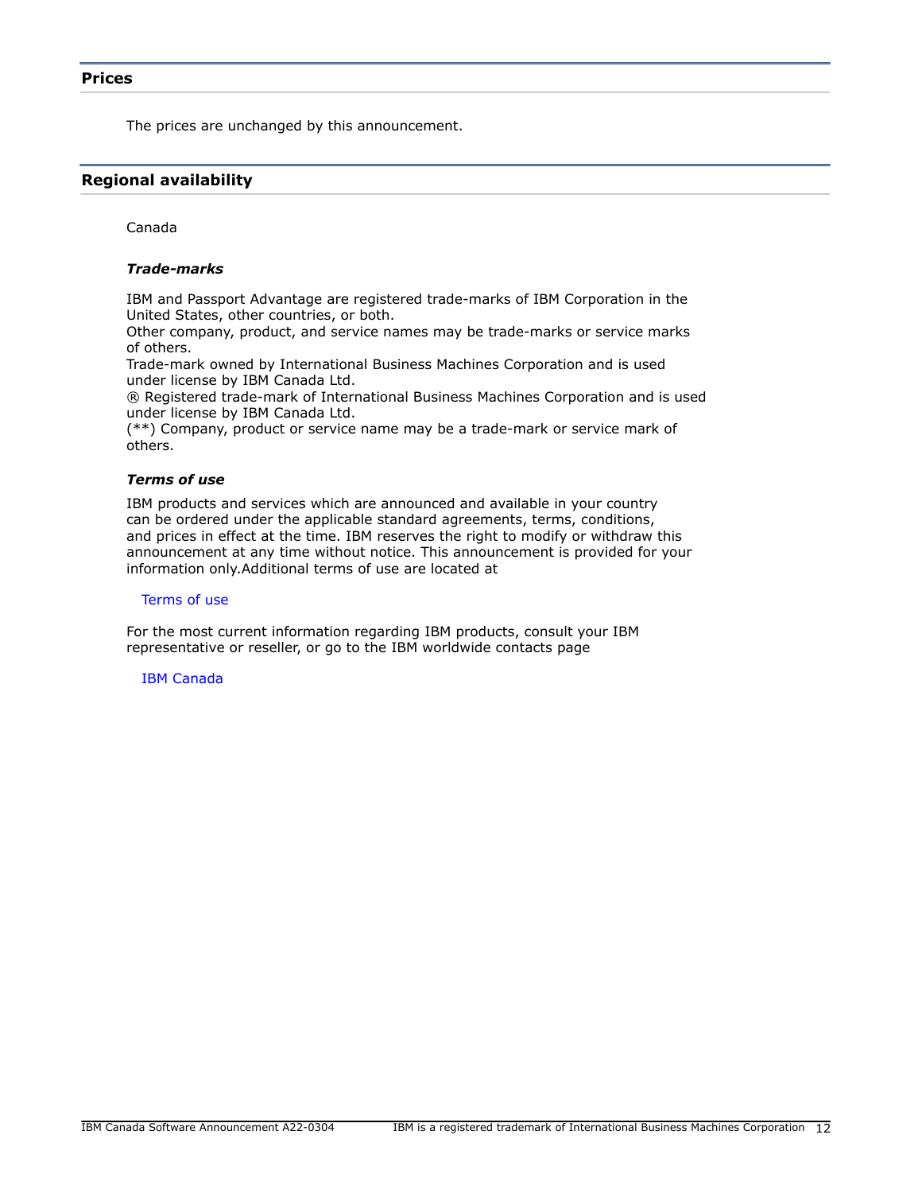## Prices

The prices are unchanged by this announcement.

## Regional availability

Canada

### *Trade-marks*

IBM and Passport Advantage are registered trade-marks of IBM Corporation in the United States, other countries, or both.
Other company, product, and service names may be trade-marks or service marks of others.
Trade-mark owned by International Business Machines Corporation and is used under license by IBM Canada Ltd.
® Registered trade-mark of International Business Machines Corporation and is used under license by IBM Canada Ltd.
(**) Company, product or service name may be a trade-mark or service mark of others.

### *Terms of use*

IBM products and services which are announced and available in your country can be ordered under the applicable standard agreements, terms, conditions, and prices in effect at the time. IBM reserves the right to modify or withdraw this announcement at any time without notice. This announcement is provided for your information only.Additional terms of use are located at

Terms of use

For the most current information regarding IBM products, consult your IBM representative or reseller, or go to the IBM worldwide contacts page

IBM Canada